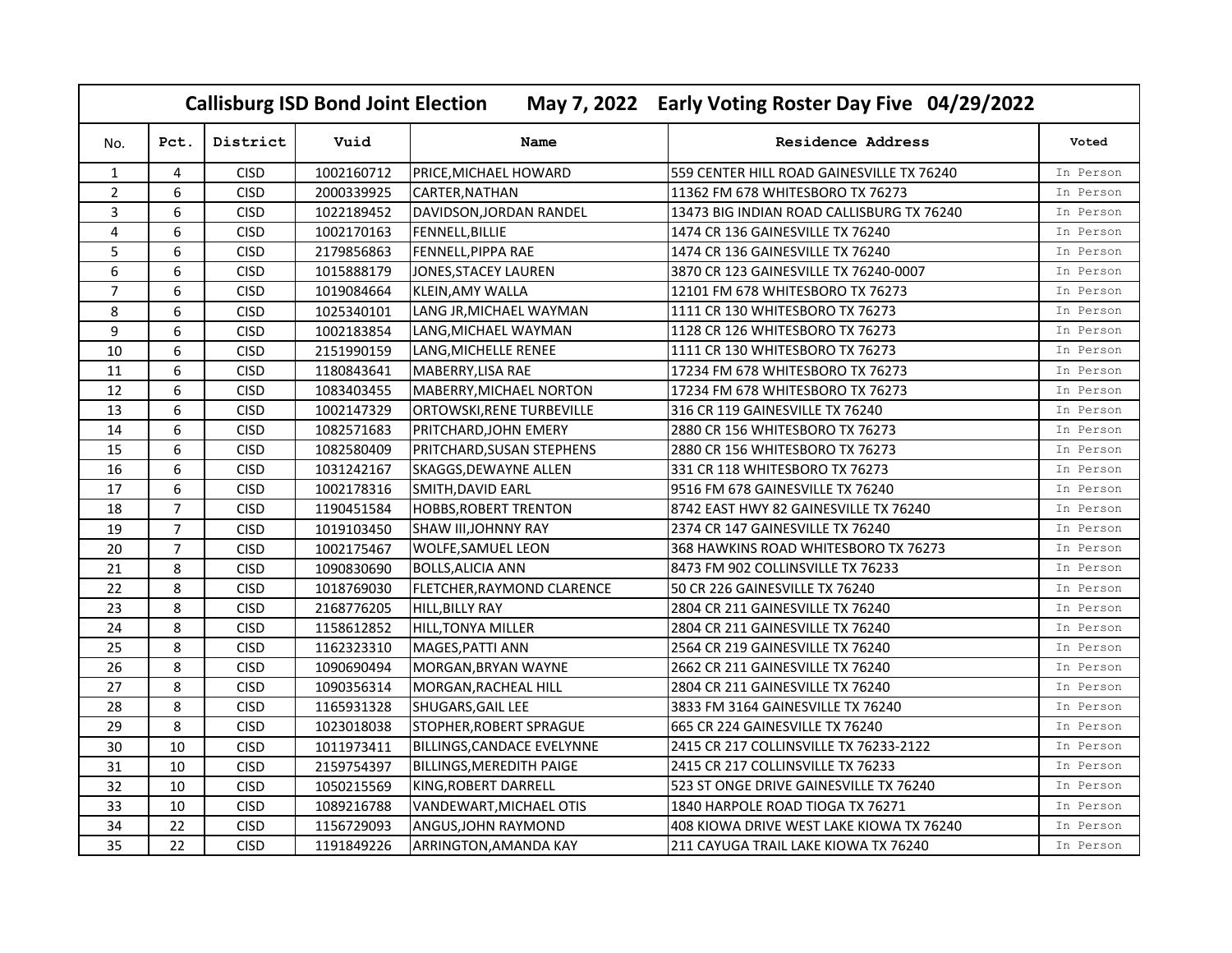## Callisburg ISD Bond Joint Election May 7, 2022 Early Voting Roster Day Five 04/29/2022

| No. | Pct. | District | Vuid | Name | Residence Address | Voted |
|---|---|---|---|---|---|---|
| 1 | 4 | CISD | 1002160712 | PRICE,MICHAEL HOWARD | 559 CENTER HILL ROAD GAINESVILLE TX 76240 | In Person |
| 2 | 6 | CISD | 2000339925 | CARTER,NATHAN | 11362 FM 678 WHITESBORO TX 76273 | In Person |
| 3 | 6 | CISD | 1022189452 | DAVIDSON,JORDAN RANDEL | 13473 BIG INDIAN ROAD CALLISBURG TX 76240 | In Person |
| 4 | 6 | CISD | 1002170163 | FENNELL,BILLIE | 1474 CR 136 GAINESVILLE TX 76240 | In Person |
| 5 | 6 | CISD | 2179856863 | FENNELL,PIPPA RAE | 1474 CR 136 GAINESVILLE TX 76240 | In Person |
| 6 | 6 | CISD | 1015888179 | JONES,STACEY LAUREN | 3870 CR 123 GAINESVILLE TX 76240-0007 | In Person |
| 7 | 6 | CISD | 1019084664 | KLEIN,AMY WALLA | 12101 FM 678 WHITESBORO TX 76273 | In Person |
| 8 | 6 | CISD | 1025340101 | LANG JR,MICHAEL WAYMAN | 1111 CR 130 WHITESBORO TX 76273 | In Person |
| 9 | 6 | CISD | 1002183854 | LANG,MICHAEL WAYMAN | 1128 CR 126 WHITESBORO TX 76273 | In Person |
| 10 | 6 | CISD | 2151990159 | LANG,MICHELLE RENEE | 1111 CR 130 WHITESBORO TX 76273 | In Person |
| 11 | 6 | CISD | 1180843641 | MABERRY,LISA RAE | 17234 FM 678 WHITESBORO TX 76273 | In Person |
| 12 | 6 | CISD | 1083403455 | MABERRY,MICHAEL NORTON | 17234 FM 678 WHITESBORO TX 76273 | In Person |
| 13 | 6 | CISD | 1002147329 | ORTOWSKI,RENE TURBEVILLE | 316 CR 119 GAINESVILLE TX 76240 | In Person |
| 14 | 6 | CISD | 1082571683 | PRITCHARD,JOHN EMERY | 2880 CR 156 WHITESBORO TX 76273 | In Person |
| 15 | 6 | CISD | 1082580409 | PRITCHARD,SUSAN STEPHENS | 2880 CR 156 WHITESBORO TX 76273 | In Person |
| 16 | 6 | CISD | 1031242167 | SKAGGS,DEWAYNE ALLEN | 331 CR 118 WHITESBORO TX 76273 | In Person |
| 17 | 6 | CISD | 1002178316 | SMITH,DAVID EARL | 9516 FM 678 GAINESVILLE TX 76240 | In Person |
| 18 | 7 | CISD | 1190451584 | HOBBS,ROBERT TRENTON | 8742 EAST HWY 82 GAINESVILLE TX 76240 | In Person |
| 19 | 7 | CISD | 1019103450 | SHAW III,JOHNNY RAY | 2374 CR 147 GAINESVILLE TX 76240 | In Person |
| 20 | 7 | CISD | 1002175467 | WOLFE,SAMUEL LEON | 368 HAWKINS ROAD WHITESBORO TX 76273 | In Person |
| 21 | 8 | CISD | 1090830690 | BOLLS,ALICIA ANN | 8473 FM 902 COLLINSVILLE TX 76233 | In Person |
| 22 | 8 | CISD | 1018769030 | FLETCHER,RAYMOND CLARENCE | 50 CR 226 GAINESVILLE TX 76240 | In Person |
| 23 | 8 | CISD | 2168776205 | HILL,BILLY RAY | 2804 CR 211 GAINESVILLE TX 76240 | In Person |
| 24 | 8 | CISD | 1158612852 | HILL,TONYA MILLER | 2804 CR 211 GAINESVILLE TX 76240 | In Person |
| 25 | 8 | CISD | 1162323310 | MAGES,PATTI ANN | 2564 CR 219 GAINESVILLE TX 76240 | In Person |
| 26 | 8 | CISD | 1090690494 | MORGAN,BRYAN WAYNE | 2662 CR 211 GAINESVILLE TX 76240 | In Person |
| 27 | 8 | CISD | 1090356314 | MORGAN,RACHEAL HILL | 2804 CR 211 GAINESVILLE TX 76240 | In Person |
| 28 | 8 | CISD | 1165931328 | SHUGARS,GAIL LEE | 3833 FM 3164 GAINESVILLE TX 76240 | In Person |
| 29 | 8 | CISD | 1023018038 | STOPHER,ROBERT SPRAGUE | 665 CR 224 GAINESVILLE TX 76240 | In Person |
| 30 | 10 | CISD | 1011973411 | BILLINGS,CANDACE EVELYNNE | 2415 CR 217 COLLINSVILLE TX 76233-2122 | In Person |
| 31 | 10 | CISD | 2159754397 | BILLINGS,MEREDITH PAIGE | 2415 CR 217 COLLINSVILLE TX 76233 | In Person |
| 32 | 10 | CISD | 1050215569 | KING,ROBERT DARRELL | 523 ST ONGE DRIVE GAINESVILLE TX 76240 | In Person |
| 33 | 10 | CISD | 1089216788 | VANDEWART,MICHAEL OTIS | 1840 HARPOLE ROAD TIOGA TX 76271 | In Person |
| 34 | 22 | CISD | 1156729093 | ANGUS,JOHN RAYMOND | 408 KIOWA DRIVE WEST LAKE KIOWA TX 76240 | In Person |
| 35 | 22 | CISD | 1191849226 | ARRINGTON,AMANDA KAY | 211 CAYUGA TRAIL LAKE KIOWA TX 76240 | In Person |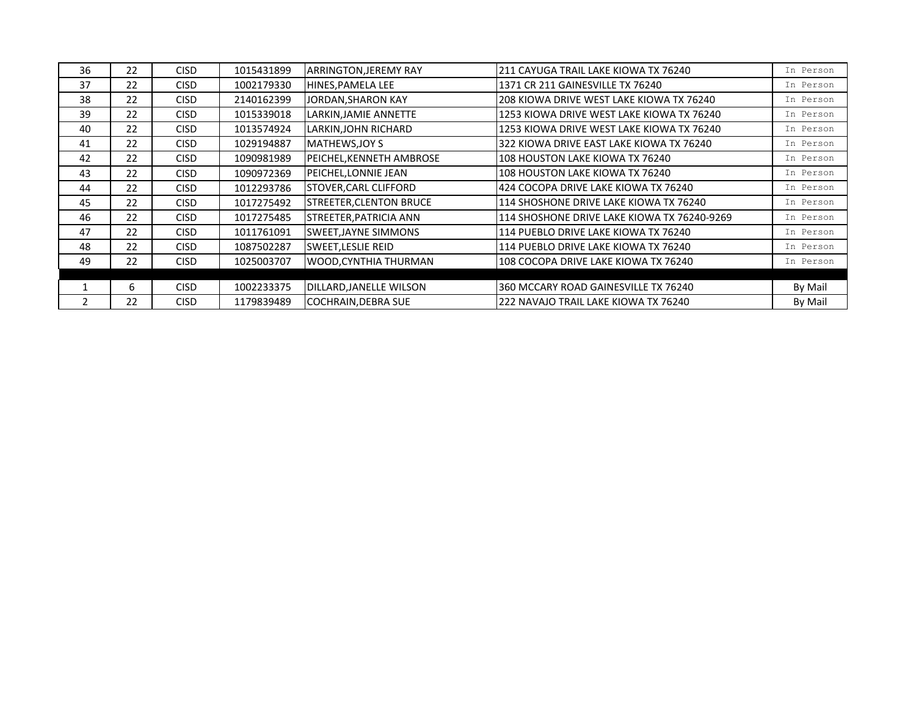| | | | | | | |
|---|---|---|---|---|---|---|
| 36 | 22 | CISD | 1015431899 | ARRINGTON,JEREMY RAY | 211 CAYUGA TRAIL LAKE KIOWA TX 76240 | In Person |
| 37 | 22 | CISD | 1002179330 | HINES,PAMELA LEE | 1371 CR 211 GAINESVILLE TX 76240 | In Person |
| 38 | 22 | CISD | 2140162399 | JORDAN,SHARON KAY | 208 KIOWA DRIVE WEST LAKE KIOWA TX 76240 | In Person |
| 39 | 22 | CISD | 1015339018 | LARKIN,JAMIE ANNETTE | 1253 KIOWA DRIVE WEST LAKE KIOWA TX 76240 | In Person |
| 40 | 22 | CISD | 1013574924 | LARKIN,JOHN RICHARD | 1253 KIOWA DRIVE WEST LAKE KIOWA TX 76240 | In Person |
| 41 | 22 | CISD | 1029194887 | MATHEWS,JOY S | 322 KIOWA DRIVE EAST LAKE KIOWA TX 76240 | In Person |
| 42 | 22 | CISD | 1090981989 | PEICHEL,KENNETH AMBROSE | 108 HOUSTON LAKE KIOWA TX 76240 | In Person |
| 43 | 22 | CISD | 1090972369 | PEICHEL,LONNIE JEAN | 108 HOUSTON LAKE KIOWA TX 76240 | In Person |
| 44 | 22 | CISD | 1012293786 | STOVER,CARL CLIFFORD | 424 COCOPA DRIVE LAKE KIOWA TX 76240 | In Person |
| 45 | 22 | CISD | 1017275492 | STREETER,CLENTON BRUCE | 114 SHOSHONE DRIVE LAKE KIOWA TX 76240 | In Person |
| 46 | 22 | CISD | 1017275485 | STREETER,PATRICIA ANN | 114 SHOSHONE DRIVE LAKE KIOWA TX 76240-9269 | In Person |
| 47 | 22 | CISD | 1011761091 | SWEET,JAYNE SIMMONS | 114 PUEBLO DRIVE LAKE KIOWA TX 76240 | In Person |
| 48 | 22 | CISD | 1087502287 | SWEET,LESLIE REID | 114 PUEBLO DRIVE LAKE KIOWA TX 76240 | In Person |
| 49 | 22 | CISD | 1025003707 | WOOD,CYNTHIA THURMAN | 108 COCOPA DRIVE LAKE KIOWA TX 76240 | In Person |
| | | | | | | |
| 1 | 6 | CISD | 1002233375 | DILLARD,JANELLE WILSON | 360 MCCARY ROAD GAINESVILLE TX 76240 | By Mail |
| 2 | 22 | CISD | 1179839489 | COCHRAIN,DEBRA SUE | 222 NAVAJO TRAIL LAKE KIOWA TX 76240 | By Mail |